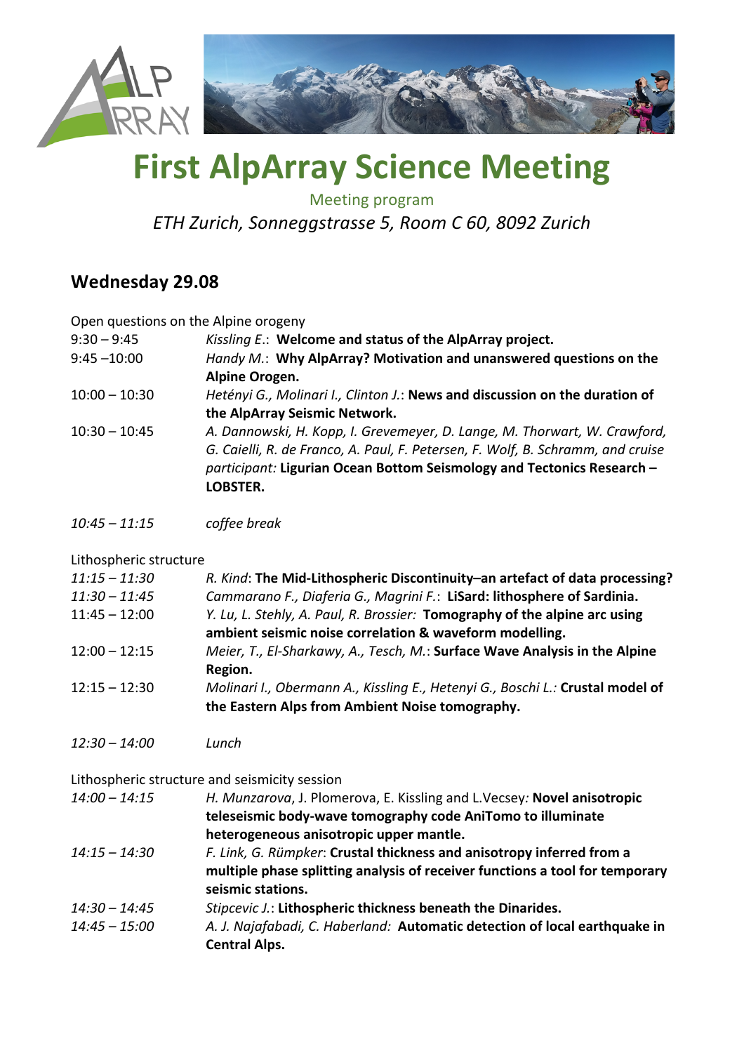# First AlpArray Science Meeting

Meeting program

*ETH Zurich, Sonneggstrasse 5, Room C 60, 8092 Zurich*

## Wednesday 29.08

Open questions on the Alpine orogeny

| | |
|---|---|
| 9:30 – 9:45 | *Kissling E.*: **Welcome and status of the AlpArray project.** |
| 9:45 –10:00 | *Handy M.*: **Why AlpArray? Motivation and unanswered questions on the Alpine Orogen.** |
| 10:00 – 10:30 | *Hetényi G., Molinari I., Clinton J.*: **News and discussion on the duration of the AlpArray Seismic Network.** |
| 10:30 – 10:45 | *A. Dannowski, H. Kopp, I. Grevemeyer, D. Lange, M. Thorwart, W. Crawford, G. Caielli, R. de Franco, A. Paul, F. Petersen, F. Wolf, B. Schramm, and cruise participant:* **Ligurian Ocean Bottom Seismology and Tectonics Research – LOBSTER.** |
| *10:45 – 11:15* | *coffee break* |

Lithospheric structure

| | |
|---|---|
| *11:15 – 11:30* | *R. Kind*: **The Mid-Lithospheric Discontinuity–an artefact of data processing?** |
| *11:30 – 11:45* | *Cammarano F., Diaferia G., Magrini F.*: **LiSard: lithosphere of Sardinia.** |
| 11:45 – 12:00 | *Y. Lu, L. Stehly, A. Paul, R. Brossier:* **Tomography of the alpine arc using ambient seismic noise correlation & waveform modelling.** |
| 12:00 – 12:15 | *Meier, T., El-Sharkawy, A., Tesch, M.*: **Surface Wave Analysis in the Alpine Region.** |
| 12:15 – 12:30 | *Molinari I., Obermann A., Kissling E., Hetenyi G., Boschi L.:* **Crustal model of the Eastern Alps from Ambient Noise tomography.** |
| *12:30 – 14:00* | *Lunch* |

Lithospheric structure and seismicity session

| | |
|---|---|
| *14:00 – 14:15* | *H. Munzarova*, J. Plomerova, E. Kissling and L.Vecsey*:* **Novel anisotropic teleseismic body-wave tomography code AniTomo to illuminate heterogeneous anisotropic upper mantle.** |
| *14:15 – 14:30* | *F. Link, G. Rümpker*: **Crustal thickness and anisotropy inferred from a multiple phase splitting analysis of receiver functions a tool for temporary seismic stations.** |
| *14:30 – 14:45* | *Stipcevic J.*: **Lithospheric thickness beneath the Dinarides.** |
| *14:45 – 15:00* | *A. J. Najafabadi, C. Haberland:* **Automatic detection of local earthquake in Central Alps.** |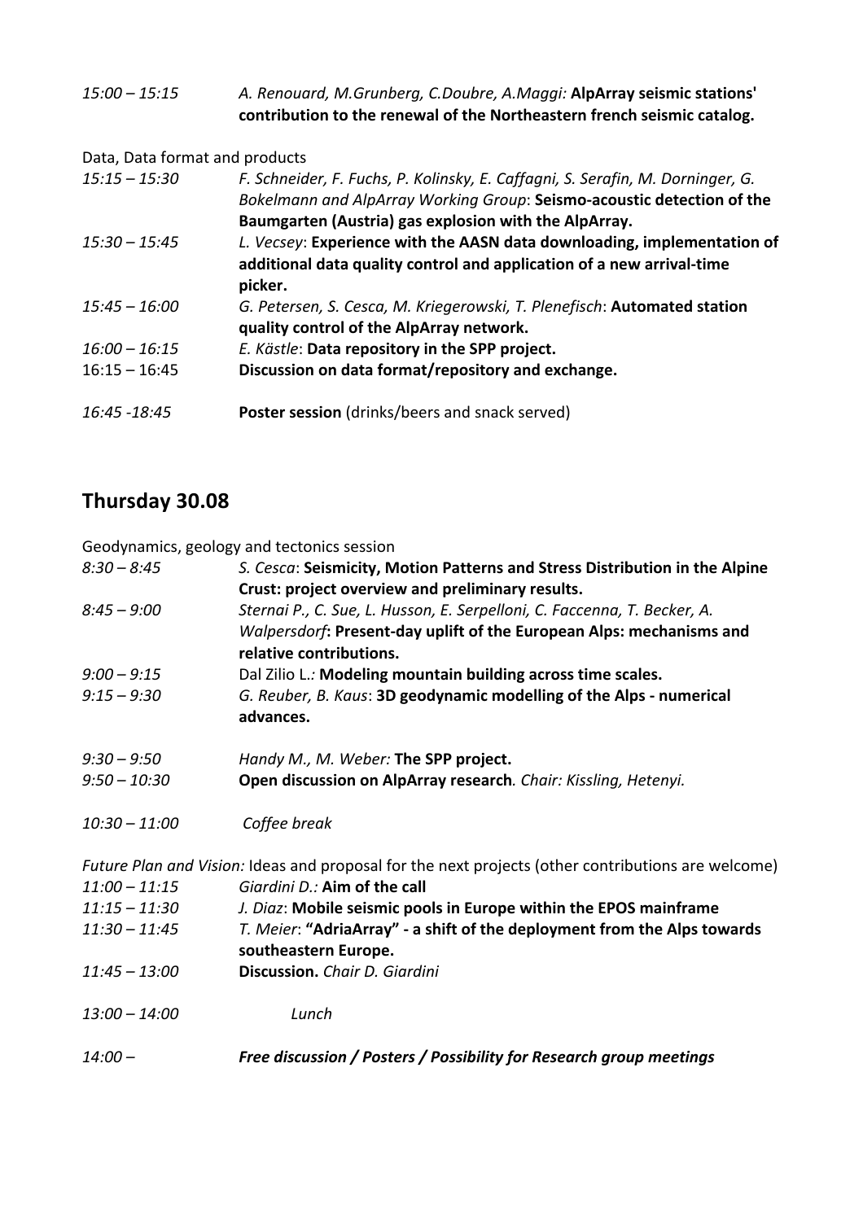*15:00 – 15:15* *A. Renouard, M.Grunberg, C.Doubre, A.Maggi:* **AlpArray seismic stations' contribution to the renewal of the Northeastern french seismic catalog.**

Data, Data format and products

*15:15 – 15:30* *F. Schneider, F. Fuchs, P. Kolinsky, E. Caffagni, S. Serafin, M. Dorninger, G. Bokelmann and AlpArray Working Group*: **Seismo-acoustic detection of the Baumgarten (Austria) gas explosion with the AlpArray.**

*15:30 – 15:45* *L. Vecsey*: **Experience with the AASN data downloading, implementation of additional data quality control and application of a new arrival-time picker.**

*15:45 – 16:00* *G. Petersen, S. Cesca, M. Kriegerowski, T. Plenefisch*: **Automated station quality control of the AlpArray network.**

*16:00 – 16:15* *E. Kästle*: **Data repository in the SPP project.**

16:15 – 16:45 **Discussion on data format/repository and exchange.**

*16:45 -18:45* **Poster session** (drinks/beers and snack served)

## Thursday 30.08

Geodynamics, geology and tectonics session

*8:30 – 8:45* *S. Cesca*: **Seismicity, Motion Patterns and Stress Distribution in the Alpine Crust: project overview and preliminary results.**

*8:45 – 9:00* *Sternai P., C. Sue, L. Husson, E. Serpelloni, C. Faccenna, T. Becker, A. Walpersdorf*: **Present-day uplift of the European Alps: mechanisms and relative contributions.**

*9:00 – 9:15* Dal Zilio L.: **Modeling mountain building across time scales.**

*9:15 – 9:30* *G. Reuber, B. Kaus*: **3D geodynamic modelling of the Alps - numerical advances.**

*9:30 – 9:50* *Handy M., M. Weber:* **The SPP project.**

*9:50 – 10:30* **Open discussion on AlpArray research**. *Chair: Kissling, Hetenyi.*

*10:30 – 11:00* *Coffee break*

*Future Plan and Vision:* Ideas and proposal for the next projects (other contributions are welcome)

*11:00 – 11:15* *Giardini D.:* **Aim of the call**

*11:15 – 11:30* *J. Diaz*: **Mobile seismic pools in Europe within the EPOS mainframe**

*11:30 – 11:45* *T. Meier*: **"AdriaArray" - a shift of the deployment from the Alps towards southeastern Europe.**

*11:45 – 13:00* **Discussion.** *Chair D. Giardini*

*13:00 – 14:00* *Lunch*

*14:00 –* ***Free discussion / Posters / Possibility for Research group meetings***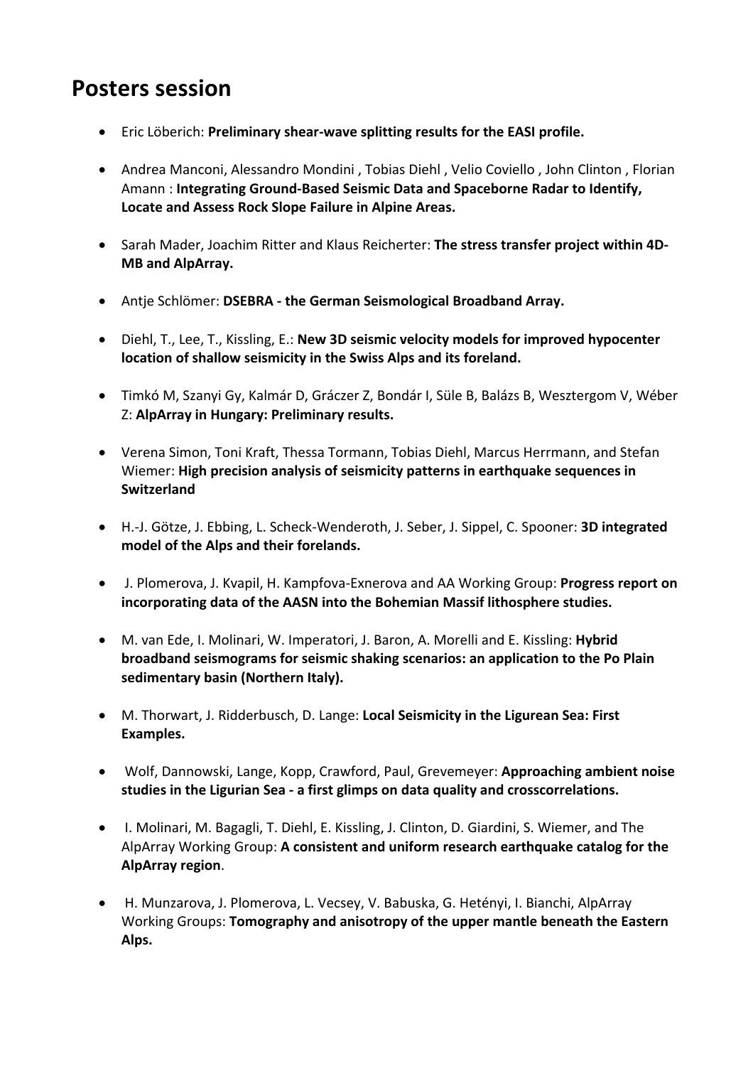# Posters session

- Eric Löberich: **Preliminary shear-wave splitting results for the EASI profile.**

- Andrea Manconi, Alessandro Mondini , Tobias Diehl , Velio Coviello , John Clinton , Florian Amann : **Integrating Ground-Based Seismic Data and Spaceborne Radar to Identify, Locate and Assess Rock Slope Failure in Alpine Areas.**

- Sarah Mader, Joachim Ritter and Klaus Reicherter: **The stress transfer project within 4D-MB and AlpArray.**

- Antje Schlömer: **DSEBRA - the German Seismological Broadband Array.**

- Diehl, T., Lee, T., Kissling, E.: **New 3D seismic velocity models for improved hypocenter location of shallow seismicity in the Swiss Alps and its foreland.**

- Timkó M, Szanyi Gy, Kalmár D, Gráczer Z, Bondár I, Süle B, Balázs B, Wesztergom V, Wéber Z: **AlpArray in Hungary: Preliminary results.**

- Verena Simon, Toni Kraft, Thessa Tormann, Tobias Diehl, Marcus Herrmann, and Stefan Wiemer: **High precision analysis of seismicity patterns in earthquake sequences in Switzerland**

- H.-J. Götze, J. Ebbing, L. Scheck-Wenderoth, J. Seber, J. Sippel, C. Spooner: **3D integrated model of the Alps and their forelands.**

- J. Plomerova, J. Kvapil, H. Kampfova-Exnerova and AA Working Group: **Progress report on incorporating data of the AASN into the Bohemian Massif lithosphere studies.**

- M. van Ede, I. Molinari, W. Imperatori, J. Baron, A. Morelli and E. Kissling: **Hybrid broadband seismograms for seismic shaking scenarios: an application to the Po Plain sedimentary basin (Northern Italy).**

- M. Thorwart, J. Ridderbusch, D. Lange: **Local Seismicity in the Ligurean Sea: First Examples.**

- Wolf, Dannowski, Lange, Kopp, Crawford, Paul, Grevemeyer: **Approaching ambient noise studies in the Ligurian Sea - a first glimps on data quality and crosscorrelations.**

- I. Molinari, M. Bagagli, T. Diehl, E. Kissling, J. Clinton, D. Giardini, S. Wiemer, and The AlpArray Working Group: **A consistent and uniform research earthquake catalog for the AlpArray region**.

- H. Munzarova, J. Plomerova, L. Vecsey, V. Babuska, G. Hetényi, I. Bianchi, AlpArray Working Groups: **Tomography and anisotropy of the upper mantle beneath the Eastern Alps.**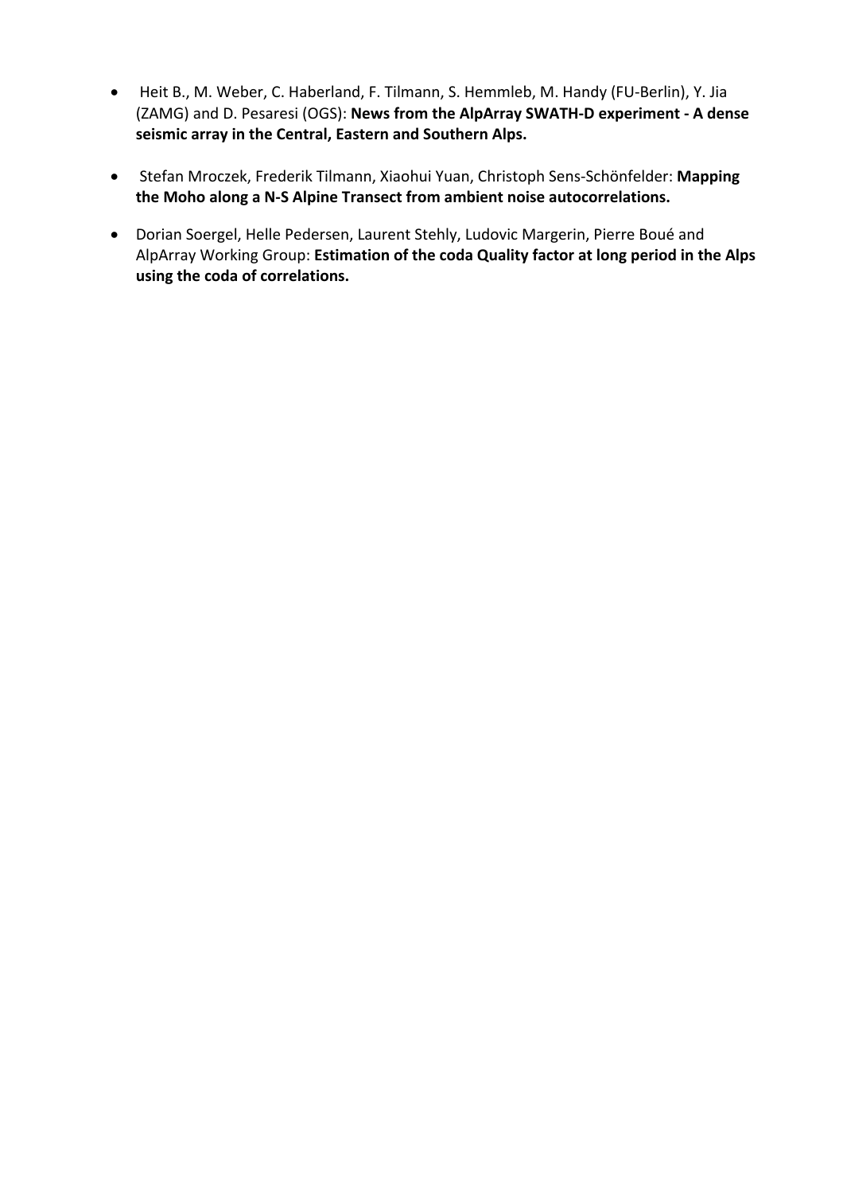- Heit B., M. Weber, C. Haberland, F. Tilmann, S. Hemmleb, M. Handy (FU-Berlin), Y. Jia (ZAMG) and D. Pesaresi (OGS): **News from the AlpArray SWATH-D experiment - A dense seismic array in the Central, Eastern and Southern Alps.**

- Stefan Mroczek, Frederik Tilmann, Xiaohui Yuan, Christoph Sens-Schönfelder: **Mapping the Moho along a N-S Alpine Transect from ambient noise autocorrelations.**

- Dorian Soergel, Helle Pedersen, Laurent Stehly, Ludovic Margerin, Pierre Boué and AlpArray Working Group: **Estimation of the coda Quality factor at long period in the Alps using the coda of correlations.**